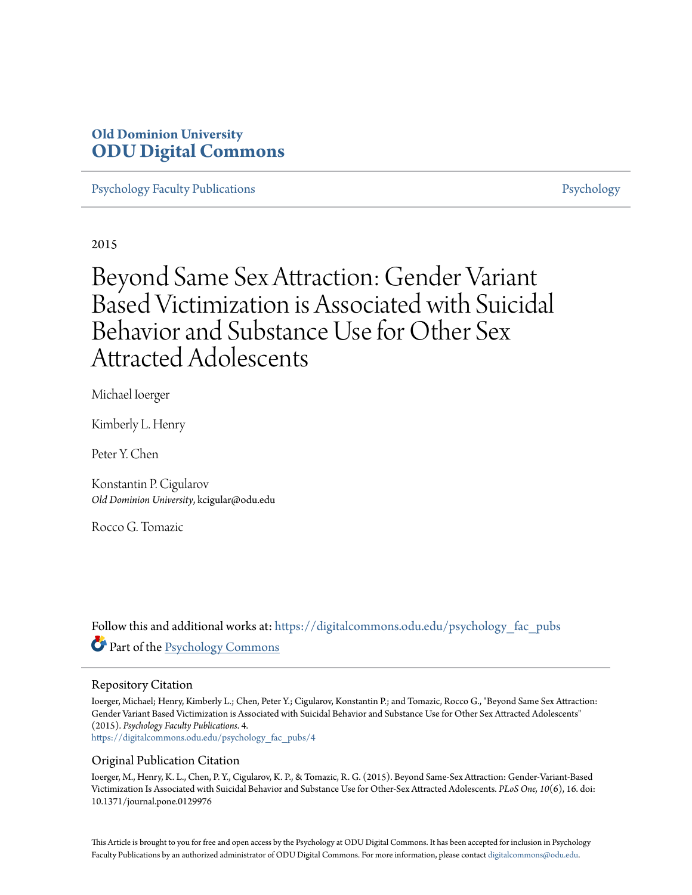**Old Dominion University**
**ODU Digital Commons**

Psychology Faculty Publications | Psychology

2015

# Beyond Same Sex Attraction: Gender Variant Based Victimization is Associated with Suicidal Behavior and Substance Use for Other Sex Attracted Adolescents

Michael Ioerger

Kimberly L. Henry

Peter Y. Chen

Konstantin P. Cigularov
*Old Dominion University*, kcigular@odu.edu

Rocco G. Tomazic

Follow this and additional works at: https://digitalcommons.odu.edu/psychology_fac_pubs

Part of the Psychology Commons

## Repository Citation

Ioerger, Michael; Henry, Kimberly L.; Chen, Peter Y.; Cigularov, Konstantin P.; and Tomazic, Rocco G., "Beyond Same Sex Attraction: Gender Variant Based Victimization is Associated with Suicidal Behavior and Substance Use for Other Sex Attracted Adolescents" (2015). *Psychology Faculty Publications*. 4.
https://digitalcommons.odu.edu/psychology_fac_pubs/4

## Original Publication Citation

Ioerger, M., Henry, K. L., Chen, P. Y., Cigularov, K. P., & Tomazic, R. G. (2015). Beyond Same-Sex Attraction: Gender-Variant-Based Victimization Is Associated with Suicidal Behavior and Substance Use for Other-Sex Attracted Adolescents. *PLoS One, 10*(6), 16. doi: 10.1371/journal.pone.0129976

This Article is brought to you for free and open access by the Psychology at ODU Digital Commons. It has been accepted for inclusion in Psychology Faculty Publications by an authorized administrator of ODU Digital Commons. For more information, please contact digitalcommons@odu.edu.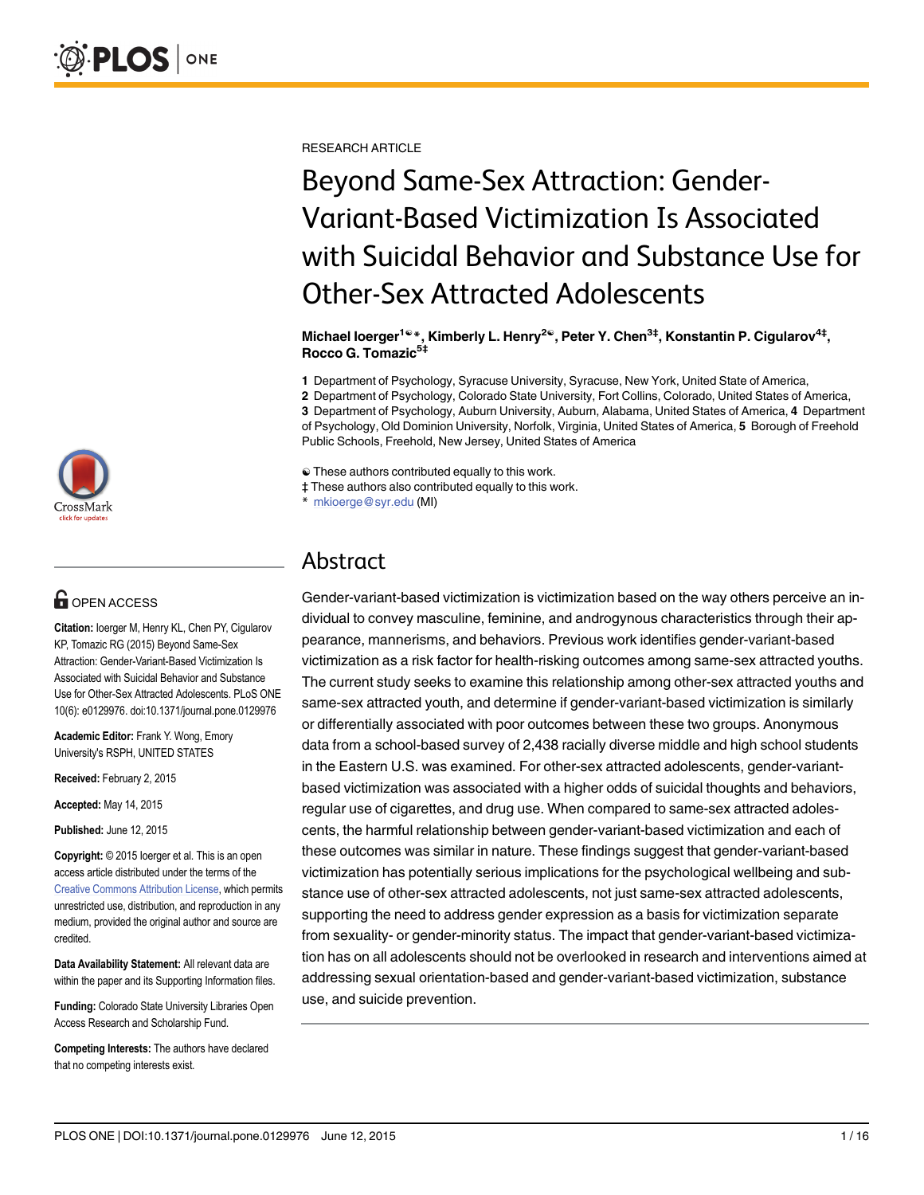RESEARCH ARTICLE

# Beyond Same-Sex Attraction: Gender-Variant-Based Victimization Is Associated with Suicidal Behavior and Substance Use for Other-Sex Attracted Adolescents

**Michael Ioerger[1☯*], Kimberly L. Henry[2☯], Peter Y. Chen[3‡], Konstantin P. Cigularov[4‡], Rocco G. Tomazic[5‡]**

**1** Department of Psychology, Syracuse University, Syracuse, New York, United State of America, **2** Department of Psychology, Colorado State University, Fort Collins, Colorado, United States of America, **3** Department of Psychology, Auburn University, Auburn, Alabama, United States of America, **4** Department of Psychology, Old Dominion University, Norfolk, Virginia, United States of America, **5** Borough of Freehold Public Schools, Freehold, New Jersey, United States of America

☯ These authors contributed equally to this work.
‡ These authors also contributed equally to this work.
\* mkioerge@syr.edu (MI)

## Abstract

Gender-variant-based victimization is victimization based on the way others perceive an individual to convey masculine, feminine, and androgynous characteristics through their appearance, mannerisms, and behaviors. Previous work identifies gender-variant-based victimization as a risk factor for health-risking outcomes among same-sex attracted youths. The current study seeks to examine this relationship among other-sex attracted youths and same-sex attracted youth, and determine if gender-variant-based victimization is similarly or differentially associated with poor outcomes between these two groups. Anonymous data from a school-based survey of 2,438 racially diverse middle and high school students in the Eastern U.S. was examined. For other-sex attracted adolescents, gender-variant-based victimization was associated with a higher odds of suicidal thoughts and behaviors, regular use of cigarettes, and drug use. When compared to same-sex attracted adolescents, the harmful relationship between gender-variant-based victimization and each of these outcomes was similar in nature. These findings suggest that gender-variant-based victimization has potentially serious implications for the psychological wellbeing and substance use of other-sex attracted adolescents, not just same-sex attracted adolescents, supporting the need to address gender expression as a basis for victimization separate from sexuality- or gender-minority status. The impact that gender-variant-based victimization has on all adolescents should not be overlooked in research and interventions aimed at addressing sexual orientation-based and gender-variant-based victimization, substance use, and suicide prevention.

OPEN ACCESS

**Citation:** Ioerger M, Henry KL, Chen PY, Cigularov KP, Tomazic RG (2015) Beyond Same-Sex Attraction: Gender-Variant-Based Victimization Is Associated with Suicidal Behavior and Substance Use for Other-Sex Attracted Adolescents. PLoS ONE 10(6): e0129976. doi:10.1371/journal.pone.0129976

**Academic Editor:** Frank Y. Wong, Emory University's RSPH, UNITED STATES

**Received:** February 2, 2015

**Accepted:** May 14, 2015

**Published:** June 12, 2015

**Copyright:** © 2015 Ioerger et al. This is an open access article distributed under the terms of the Creative Commons Attribution License, which permits unrestricted use, distribution, and reproduction in any medium, provided the original author and source are credited.

**Data Availability Statement:** All relevant data are within the paper and its Supporting Information files.

**Funding:** Colorado State University Libraries Open Access Research and Scholarship Fund.

**Competing Interests:** The authors have declared that no competing interests exist.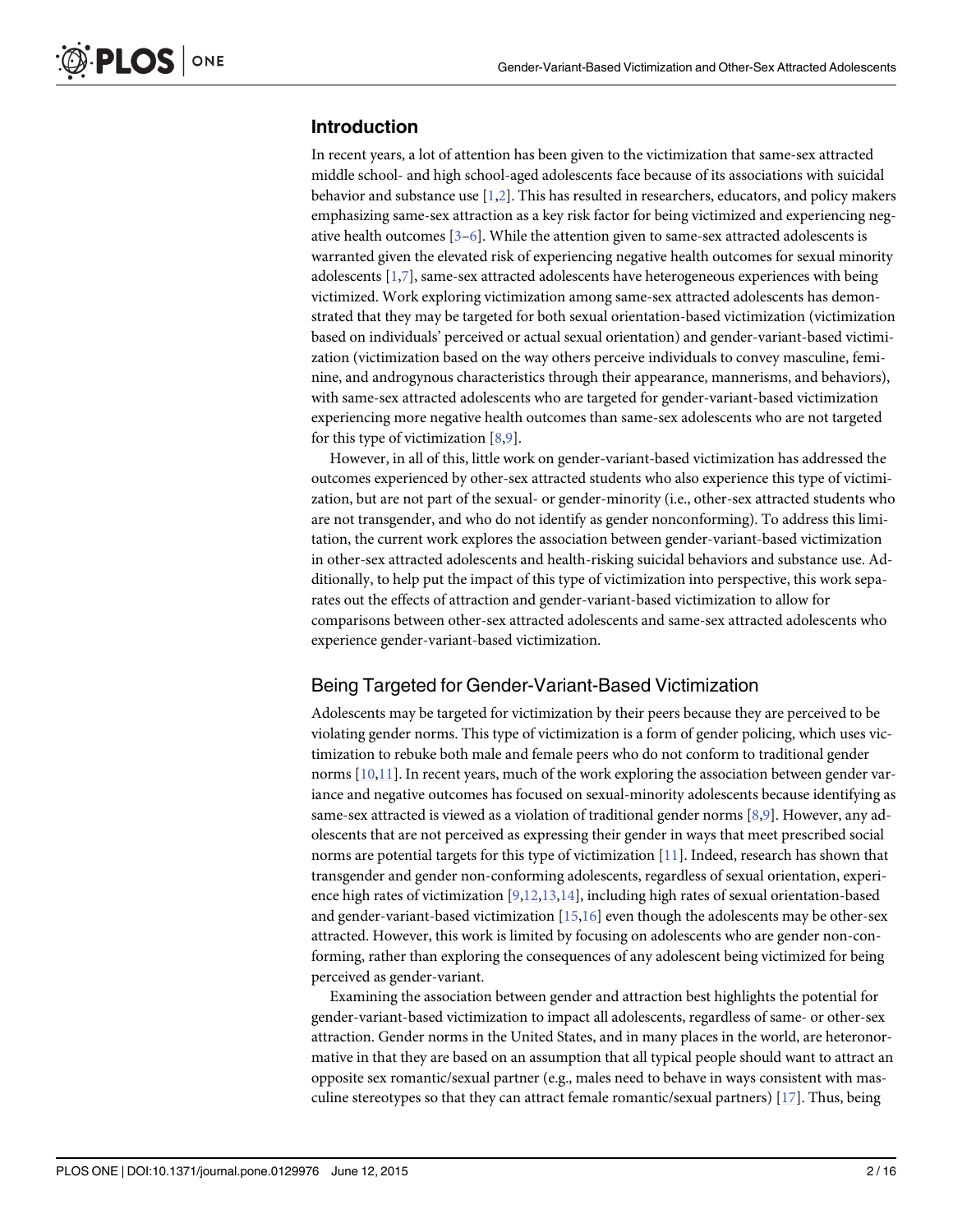## Introduction

In recent years, a lot of attention has been given to the victimization that same-sex attracted middle school- and high school-aged adolescents face because of its associations with suicidal behavior and substance use [1,2]. This has resulted in researchers, educators, and policy makers emphasizing same-sex attraction as a key risk factor for being victimized and experiencing negative health outcomes [3–6]. While the attention given to same-sex attracted adolescents is warranted given the elevated risk of experiencing negative health outcomes for sexual minority adolescents [1,7], same-sex attracted adolescents have heterogeneous experiences with being victimized. Work exploring victimization among same-sex attracted adolescents has demonstrated that they may be targeted for both sexual orientation-based victimization (victimization based on individuals' perceived or actual sexual orientation) and gender-variant-based victimization (victimization based on the way others perceive individuals to convey masculine, feminine, and androgynous characteristics through their appearance, mannerisms, and behaviors), with same-sex attracted adolescents who are targeted for gender-variant-based victimization experiencing more negative health outcomes than same-sex adolescents who are not targeted for this type of victimization [8,9].

However, in all of this, little work on gender-variant-based victimization has addressed the outcomes experienced by other-sex attracted students who also experience this type of victimization, but are not part of the sexual- or gender-minority (i.e., other-sex attracted students who are not transgender, and who do not identify as gender nonconforming). To address this limitation, the current work explores the association between gender-variant-based victimization in other-sex attracted adolescents and health-risking suicidal behaviors and substance use. Additionally, to help put the impact of this type of victimization into perspective, this work separates out the effects of attraction and gender-variant-based victimization to allow for comparisons between other-sex attracted adolescents and same-sex attracted adolescents who experience gender-variant-based victimization.

### Being Targeted for Gender-Variant-Based Victimization

Adolescents may be targeted for victimization by their peers because they are perceived to be violating gender norms. This type of victimization is a form of gender policing, which uses victimization to rebuke both male and female peers who do not conform to traditional gender norms [10,11]. In recent years, much of the work exploring the association between gender variance and negative outcomes has focused on sexual-minority adolescents because identifying as same-sex attracted is viewed as a violation of traditional gender norms [8,9]. However, any adolescents that are not perceived as expressing their gender in ways that meet prescribed social norms are potential targets for this type of victimization [11]. Indeed, research has shown that transgender and gender non-conforming adolescents, regardless of sexual orientation, experience high rates of victimization [9,12,13,14], including high rates of sexual orientation-based and gender-variant-based victimization [15,16] even though the adolescents may be other-sex attracted. However, this work is limited by focusing on adolescents who are gender non-conforming, rather than exploring the consequences of any adolescent being victimized for being perceived as gender-variant.

Examining the association between gender and attraction best highlights the potential for gender-variant-based victimization to impact all adolescents, regardless of same- or other-sex attraction. Gender norms in the United States, and in many places in the world, are heteronormative in that they are based on an assumption that all typical people should want to attract an opposite sex romantic/sexual partner (e.g., males need to behave in ways consistent with masculine stereotypes so that they can attract female romantic/sexual partners) [17]. Thus, being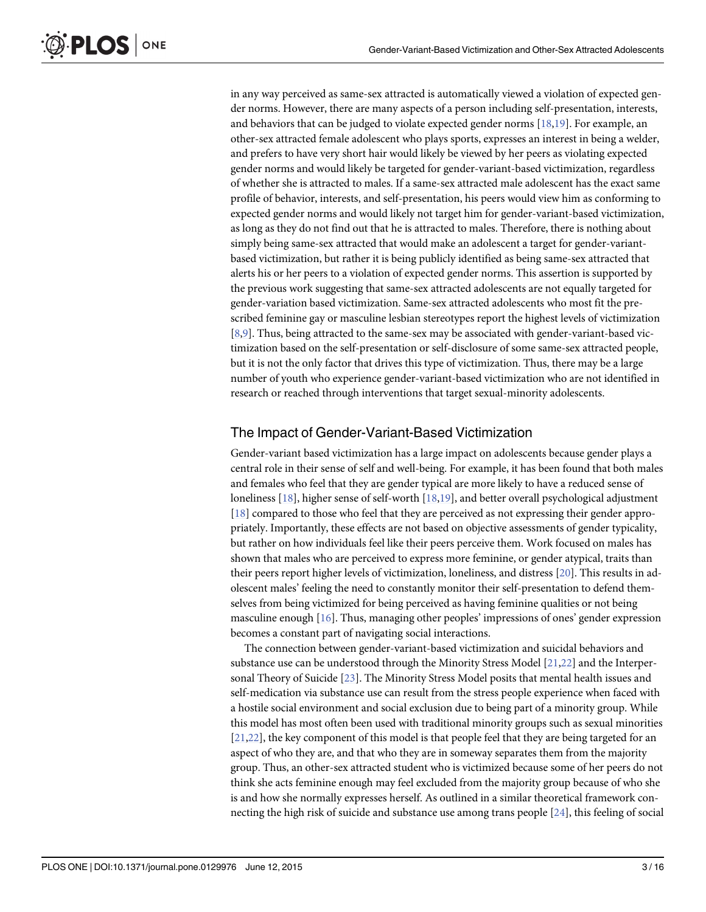in any way perceived as same-sex attracted is automatically viewed a violation of expected gender norms. However, there are many aspects of a person including self-presentation, interests, and behaviors that can be judged to violate expected gender norms [18,19]. For example, an other-sex attracted female adolescent who plays sports, expresses an interest in being a welder, and prefers to have very short hair would likely be viewed by her peers as violating expected gender norms and would likely be targeted for gender-variant-based victimization, regardless of whether she is attracted to males. If a same-sex attracted male adolescent has the exact same profile of behavior, interests, and self-presentation, his peers would view him as conforming to expected gender norms and would likely not target him for gender-variant-based victimization, as long as they do not find out that he is attracted to males. Therefore, there is nothing about simply being same-sex attracted that would make an adolescent a target for gender-variant-based victimization, but rather it is being publicly identified as being same-sex attracted that alerts his or her peers to a violation of expected gender norms. This assertion is supported by the previous work suggesting that same-sex attracted adolescents are not equally targeted for gender-variation based victimization. Same-sex attracted adolescents who most fit the prescribed feminine gay or masculine lesbian stereotypes report the highest levels of victimization [8,9]. Thus, being attracted to the same-sex may be associated with gender-variant-based victimization based on the self-presentation or self-disclosure of some same-sex attracted people, but it is not the only factor that drives this type of victimization. Thus, there may be a large number of youth who experience gender-variant-based victimization who are not identified in research or reached through interventions that target sexual-minority adolescents.

## The Impact of Gender-Variant-Based Victimization

Gender-variant based victimization has a large impact on adolescents because gender plays a central role in their sense of self and well-being. For example, it has been found that both males and females who feel that they are gender typical are more likely to have a reduced sense of loneliness [18], higher sense of self-worth [18,19], and better overall psychological adjustment [18] compared to those who feel that they are perceived as not expressing their gender appropriately. Importantly, these effects are not based on objective assessments of gender typicality, but rather on how individuals feel like their peers perceive them. Work focused on males has shown that males who are perceived to express more feminine, or gender atypical, traits than their peers report higher levels of victimization, loneliness, and distress [20]. This results in adolescent males' feeling the need to constantly monitor their self-presentation to defend themselves from being victimized for being perceived as having feminine qualities or not being masculine enough [16]. Thus, managing other peoples' impressions of ones' gender expression becomes a constant part of navigating social interactions.

The connection between gender-variant-based victimization and suicidal behaviors and substance use can be understood through the Minority Stress Model [21,22] and the Interpersonal Theory of Suicide [23]. The Minority Stress Model posits that mental health issues and self-medication via substance use can result from the stress people experience when faced with a hostile social environment and social exclusion due to being part of a minority group. While this model has most often been used with traditional minority groups such as sexual minorities [21,22], the key component of this model is that people feel that they are being targeted for an aspect of who they are, and that who they are in someway separates them from the majority group. Thus, an other-sex attracted student who is victimized because some of her peers do not think she acts feminine enough may feel excluded from the majority group because of who she is and how she normally expresses herself. As outlined in a similar theoretical framework connecting the high risk of suicide and substance use among trans people [24], this feeling of social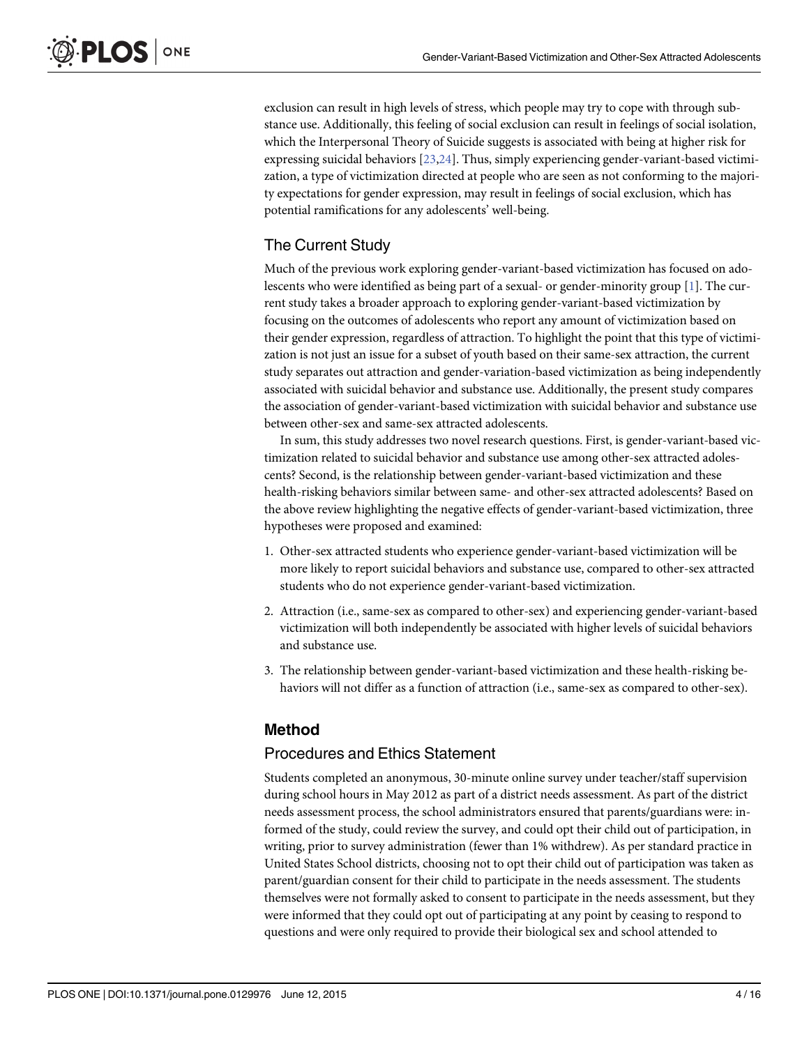exclusion can result in high levels of stress, which people may try to cope with through substance use. Additionally, this feeling of social exclusion can result in feelings of social isolation, which the Interpersonal Theory of Suicide suggests is associated with being at higher risk for expressing suicidal behaviors [23,24]. Thus, simply experiencing gender-variant-based victimization, a type of victimization directed at people who are seen as not conforming to the majority expectations for gender expression, may result in feelings of social exclusion, which has potential ramifications for any adolescents' well-being.

## The Current Study

Much of the previous work exploring gender-variant-based victimization has focused on adolescents who were identified as being part of a sexual- or gender-minority group [1]. The current study takes a broader approach to exploring gender-variant-based victimization by focusing on the outcomes of adolescents who report any amount of victimization based on their gender expression, regardless of attraction. To highlight the point that this type of victimization is not just an issue for a subset of youth based on their same-sex attraction, the current study separates out attraction and gender-variation-based victimization as being independently associated with suicidal behavior and substance use. Additionally, the present study compares the association of gender-variant-based victimization with suicidal behavior and substance use between other-sex and same-sex attracted adolescents.

In sum, this study addresses two novel research questions. First, is gender-variant-based victimization related to suicidal behavior and substance use among other-sex attracted adolescents? Second, is the relationship between gender-variant-based victimization and these health-risking behaviors similar between same- and other-sex attracted adolescents? Based on the above review highlighting the negative effects of gender-variant-based victimization, three hypotheses were proposed and examined:

1. Other-sex attracted students who experience gender-variant-based victimization will be more likely to report suicidal behaviors and substance use, compared to other-sex attracted students who do not experience gender-variant-based victimization.
2. Attraction (i.e., same-sex as compared to other-sex) and experiencing gender-variant-based victimization will both independently be associated with higher levels of suicidal behaviors and substance use.
3. The relationship between gender-variant-based victimization and these health-risking behaviors will not differ as a function of attraction (i.e., same-sex as compared to other-sex).

# Method

## Procedures and Ethics Statement

Students completed an anonymous, 30-minute online survey under teacher/staff supervision during school hours in May 2012 as part of a district needs assessment. As part of the district needs assessment process, the school administrators ensured that parents/guardians were: informed of the study, could review the survey, and could opt their child out of participation, in writing, prior to survey administration (fewer than 1% withdrew). As per standard practice in United States School districts, choosing not to opt their child out of participation was taken as parent/guardian consent for their child to participate in the needs assessment. The students themselves were not formally asked to consent to participate in the needs assessment, but they were informed that they could opt out of participating at any point by ceasing to respond to questions and were only required to provide their biological sex and school attended to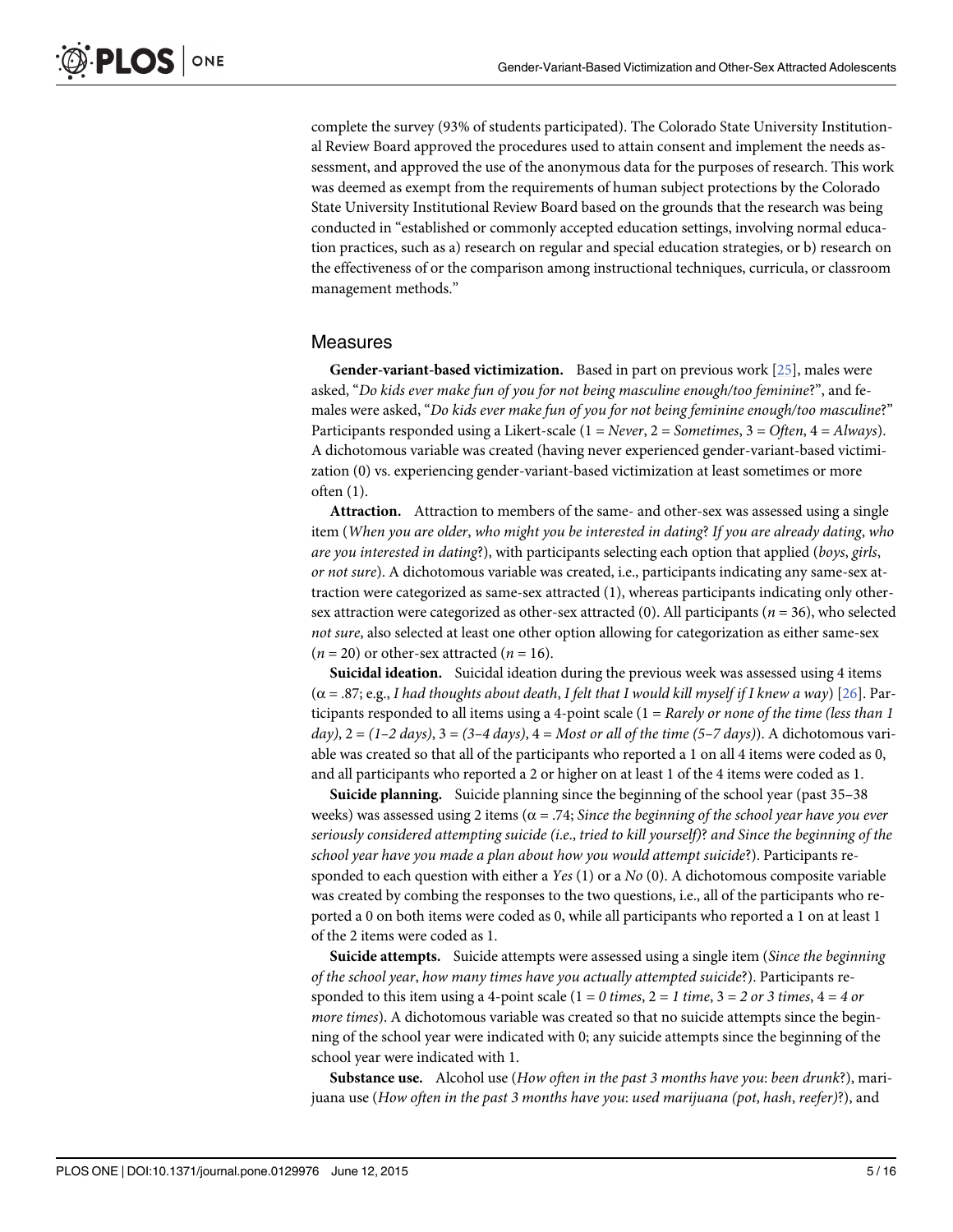complete the survey (93% of students participated). The Colorado State University Institutional Review Board approved the procedures used to attain consent and implement the needs assessment, and approved the use of the anonymous data for the purposes of research. This work was deemed as exempt from the requirements of human subject protections by the Colorado State University Institutional Review Board based on the grounds that the research was being conducted in "established or commonly accepted education settings, involving normal education practices, such as a) research on regular and special education strategies, or b) research on the effectiveness of or the comparison among instructional techniques, curricula, or classroom management methods."

## Measures

**Gender-variant-based victimization.** Based in part on previous work [25], males were asked, "*Do kids ever make fun of you for not being masculine enough/too feminine*?", and females were asked, "*Do kids ever make fun of you for not being feminine enough/too masculine*?" Participants responded using a Likert-scale (1 = *Never*, 2 = *Sometimes*, 3 = *Often*, 4 = *Always*). A dichotomous variable was created (having never experienced gender-variant-based victimization (0) vs. experiencing gender-variant-based victimization at least sometimes or more often (1).

**Attraction.** Attraction to members of the same- and other-sex was assessed using a single item (*When you are older*, *who might you be interested in dating*? *If you are already dating*, *who are you interested in dating*?), with participants selecting each option that applied (*boys*, *girls*, *or not sure*). A dichotomous variable was created, i.e., participants indicating any same-sex attraction were categorized as same-sex attracted (1), whereas participants indicating only other-sex attraction were categorized as other-sex attracted (0). All participants ($n$ = 36), who selected *not sure*, also selected at least one other option allowing for categorization as either same-sex ($n$ = 20) or other-sex attracted ($n$ = 16).

**Suicidal ideation.** Suicidal ideation during the previous week was assessed using 4 items ($\alpha$ = .87; e.g., *I had thoughts about death*, *I felt that I would kill myself if I knew a way*) [26]. Participants responded to all items using a 4-point scale (1 = *Rarely or none of the time (less than 1 day)*, 2 = *(1–2 days)*, 3 = *(3–4 days)*, 4 = *Most or all of the time (5–7 days)*). A dichotomous variable was created so that all of the participants who reported a 1 on all 4 items were coded as 0, and all participants who reported a 2 or higher on at least 1 of the 4 items were coded as 1.

**Suicide planning.** Suicide planning since the beginning of the school year (past 35–38 weeks) was assessed using 2 items ($\alpha$ = .74; *Since the beginning of the school year have you ever seriously considered attempting suicide (i.e.*, *tried to kill yourself)*? *and Since the beginning of the school year have you made a plan about how you would attempt suicide*?). Participants responded to each question with either a *Yes* (1) or a *No* (0). A dichotomous composite variable was created by combing the responses to the two questions, i.e., all of the participants who reported a 0 on both items were coded as 0, while all participants who reported a 1 on at least 1 of the 2 items were coded as 1.

**Suicide attempts.** Suicide attempts were assessed using a single item (*Since the beginning of the school year*, *how many times have you actually attempted suicide*?). Participants responded to this item using a 4-point scale (1 = *0 times*, 2 = *1 time*, 3 = *2 or 3 times*, 4 = *4 or more times*). A dichotomous variable was created so that no suicide attempts since the beginning of the school year were indicated with 0; any suicide attempts since the beginning of the school year were indicated with 1.

**Substance use.** Alcohol use (*How often in the past 3 months have you*: *been drunk*?), marijuana use (*How often in the past 3 months have you*: *used marijuana (pot*, *hash*, *reefer)*?), and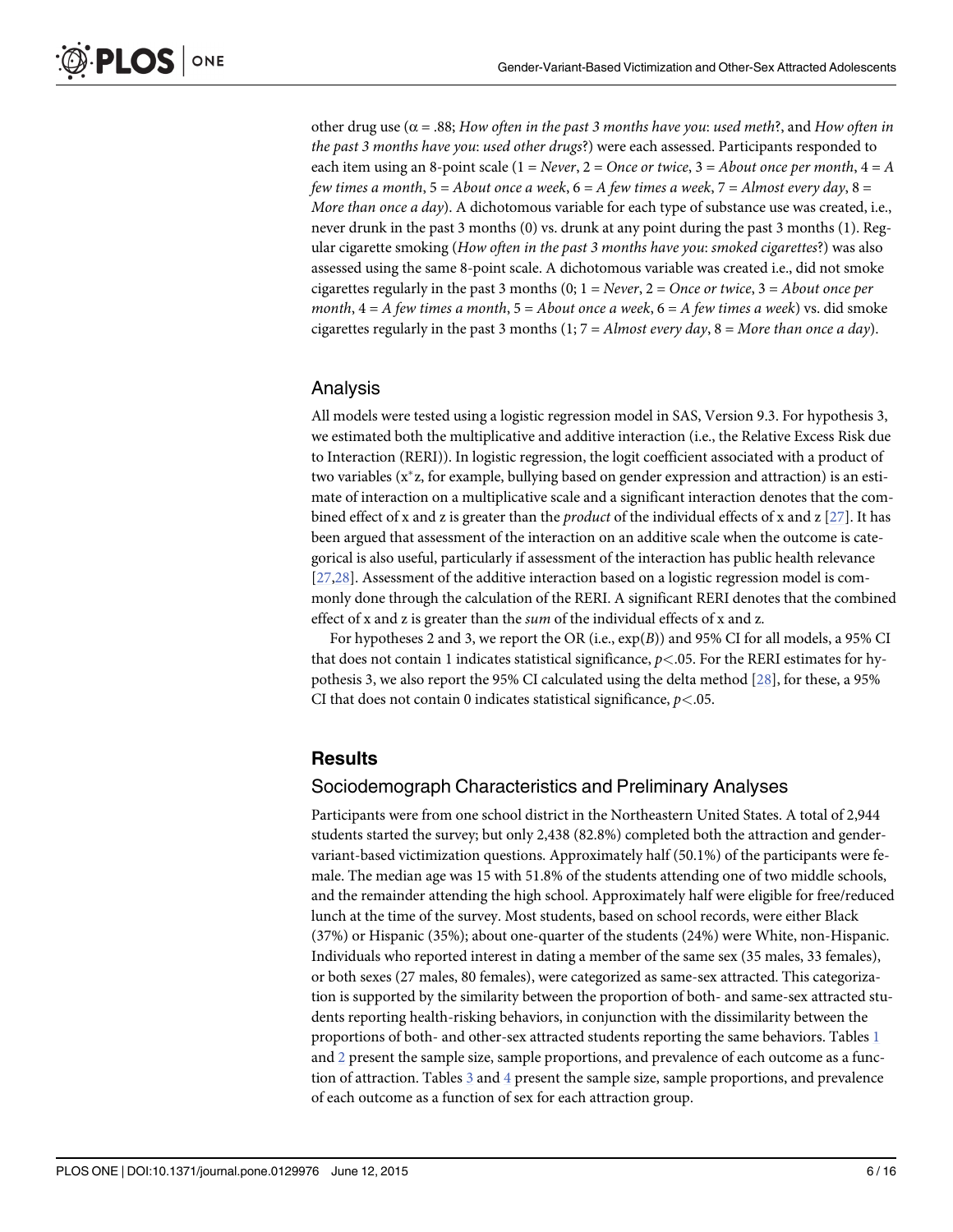other drug use (α = .88; *How often in the past 3 months have you*: *used meth*?, and *How often in the past 3 months have you*: *used other drugs*?) were each assessed. Participants responded to each item using an 8-point scale (1 = *Never*, 2 = *Once or twice*, 3 = *About once per month*, 4 = *A few times a month*, 5 = *About once a week*, 6 = *A few times a week*, 7 = *Almost every day*, 8 = *More than once a day*). A dichotomous variable for each type of substance use was created, i.e., never drunk in the past 3 months (0) vs. drunk at any point during the past 3 months (1). Regular cigarette smoking (*How often in the past 3 months have you*: *smoked cigarettes*?) was also assessed using the same 8-point scale. A dichotomous variable was created i.e., did not smoke cigarettes regularly in the past 3 months (0; 1 = *Never*, 2 = *Once or twice*, 3 = *About once per month*, 4 = *A few times a month*, 5 = *About once a week*, 6 = *A few times a week*) vs. did smoke cigarettes regularly in the past 3 months (1; 7 = *Almost every day*, 8 = *More than once a day*).

## Analysis

All models were tested using a logistic regression model in SAS, Version 9.3. For hypothesis 3, we estimated both the multiplicative and additive interaction (i.e., the Relative Excess Risk due to Interaction (RERI)). In logistic regression, the logit coefficient associated with a product of two variables ($x^*z$, for example, bullying based on gender expression and attraction) is an estimate of interaction on a multiplicative scale and a significant interaction denotes that the combined effect of x and z is greater than the *product* of the individual effects of x and z [27]. It has been argued that assessment of the interaction on an additive scale when the outcome is categorical is also useful, particularly if assessment of the interaction has public health relevance [27,28]. Assessment of the additive interaction based on a logistic regression model is commonly done through the calculation of the RERI. A significant RERI denotes that the combined effect of x and z is greater than the *sum* of the individual effects of x and z.

For hypotheses 2 and 3, we report the OR (i.e., exp(*B*)) and 95% CI for all models, a 95% CI that does not contain 1 indicates statistical significance, $p<.05$. For the RERI estimates for hypothesis 3, we also report the 95% CI calculated using the delta method [28], for these, a 95% CI that does not contain 0 indicates statistical significance, $p<.05$.

# Results

## Sociodemograph Characteristics and Preliminary Analyses

Participants were from one school district in the Northeastern United States. A total of 2,944 students started the survey; but only 2,438 (82.8%) completed both the attraction and gender-variant-based victimization questions. Approximately half (50.1%) of the participants were female. The median age was 15 with 51.8% of the students attending one of two middle schools, and the remainder attending the high school. Approximately half were eligible for free/reduced lunch at the time of the survey. Most students, based on school records, were either Black (37%) or Hispanic (35%); about one-quarter of the students (24%) were White, non-Hispanic. Individuals who reported interest in dating a member of the same sex (35 males, 33 females), or both sexes (27 males, 80 females), were categorized as same-sex attracted. This categorization is supported by the similarity between the proportion of both- and same-sex attracted students reporting health-risking behaviors, in conjunction with the dissimilarity between the proportions of both- and other-sex attracted students reporting the same behaviors. Tables 1 and 2 present the sample size, sample proportions, and prevalence of each outcome as a function of attraction. Tables 3 and 4 present the sample size, sample proportions, and prevalence of each outcome as a function of sex for each attraction group.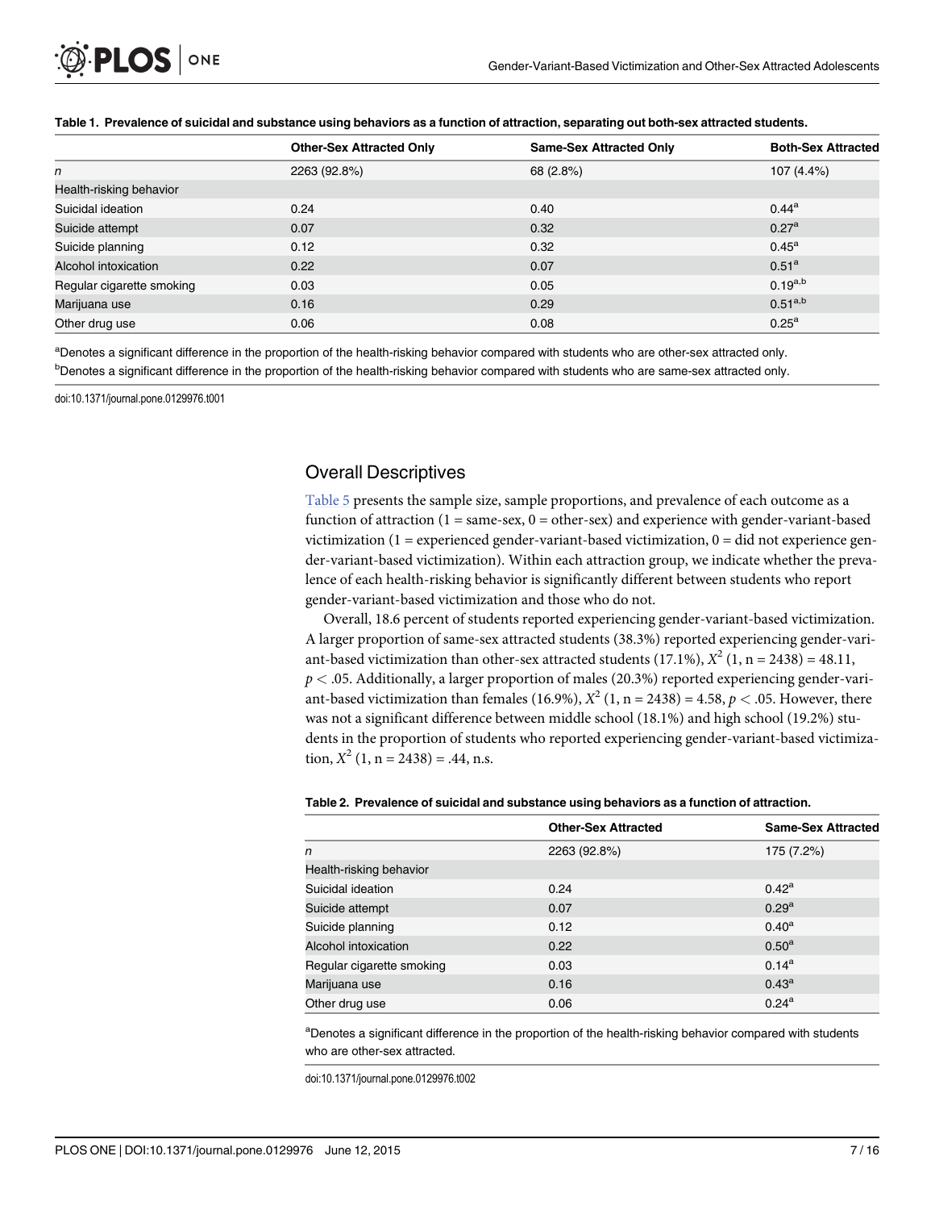**Table 1. Prevalence of suicidal and substance using behaviors as a function of attraction, separating out both-sex attracted students.**

| | Other-Sex Attracted Only | Same-Sex Attracted Only | Both-Sex Attracted |
|---|---|---|---|
| *n* | 2263 (92.8%) | 68 (2.8%) | 107 (4.4%) |
| Health-risking behavior | | | |
| Suicidal ideation | 0.24 | 0.40 | 0.44[a] |
| Suicide attempt | 0.07 | 0.32 | 0.27[a] |
| Suicide planning | 0.12 | 0.32 | 0.45[a] |
| Alcohol intoxication | 0.22 | 0.07 | 0.51[a] |
| Regular cigarette smoking | 0.03 | 0.05 | 0.19[a,b] |
| Marijuana use | 0.16 | 0.29 | 0.51[a,b] |
| Other drug use | 0.06 | 0.08 | 0.25[a] |

[a]Denotes a significant difference in the proportion of the health-risking behavior compared with students who are other-sex attracted only.

[b]Denotes a significant difference in the proportion of the health-risking behavior compared with students who are same-sex attracted only.

doi:10.1371/journal.pone.0129976.t001

## Overall Descriptives

Table 5 presents the sample size, sample proportions, and prevalence of each outcome as a function of attraction (1 = same-sex, 0 = other-sex) and experience with gender-variant-based victimization (1 = experienced gender-variant-based victimization, 0 = did not experience gender-variant-based victimization). Within each attraction group, we indicate whether the prevalence of each health-risking behavior is significantly different between students who report gender-variant-based victimization and those who do not.

Overall, 18.6 percent of students reported experiencing gender-variant-based victimization. A larger proportion of same-sex attracted students (38.3%) reported experiencing gender-variant-based victimization than other-sex attracted students (17.1%), $X^2$ (1, n = 2438) = 48.11, $p < .05$. Additionally, a larger proportion of males (20.3%) reported experiencing gender-variant-based victimization than females (16.9%), $X^2$ (1, n = 2438) = 4.58, $p < .05$. However, there was not a significant difference between middle school (18.1%) and high school (19.2%) students in the proportion of students who reported experiencing gender-variant-based victimization, $X^2$ (1, n = 2438) = .44, n.s.

**Table 2. Prevalence of suicidal and substance using behaviors as a function of attraction.**

| | Other-Sex Attracted | Same-Sex Attracted |
|---|---|---|
| *n* | 2263 (92.8%) | 175 (7.2%) |
| Health-risking behavior | | |
| Suicidal ideation | 0.24 | 0.42[a] |
| Suicide attempt | 0.07 | 0.29[a] |
| Suicide planning | 0.12 | 0.40[a] |
| Alcohol intoxication | 0.22 | 0.50[a] |
| Regular cigarette smoking | 0.03 | 0.14[a] |
| Marijuana use | 0.16 | 0.43[a] |
| Other drug use | 0.06 | 0.24[a] |

[a]Denotes a significant difference in the proportion of the health-risking behavior compared with students who are other-sex attracted.

doi:10.1371/journal.pone.0129976.t002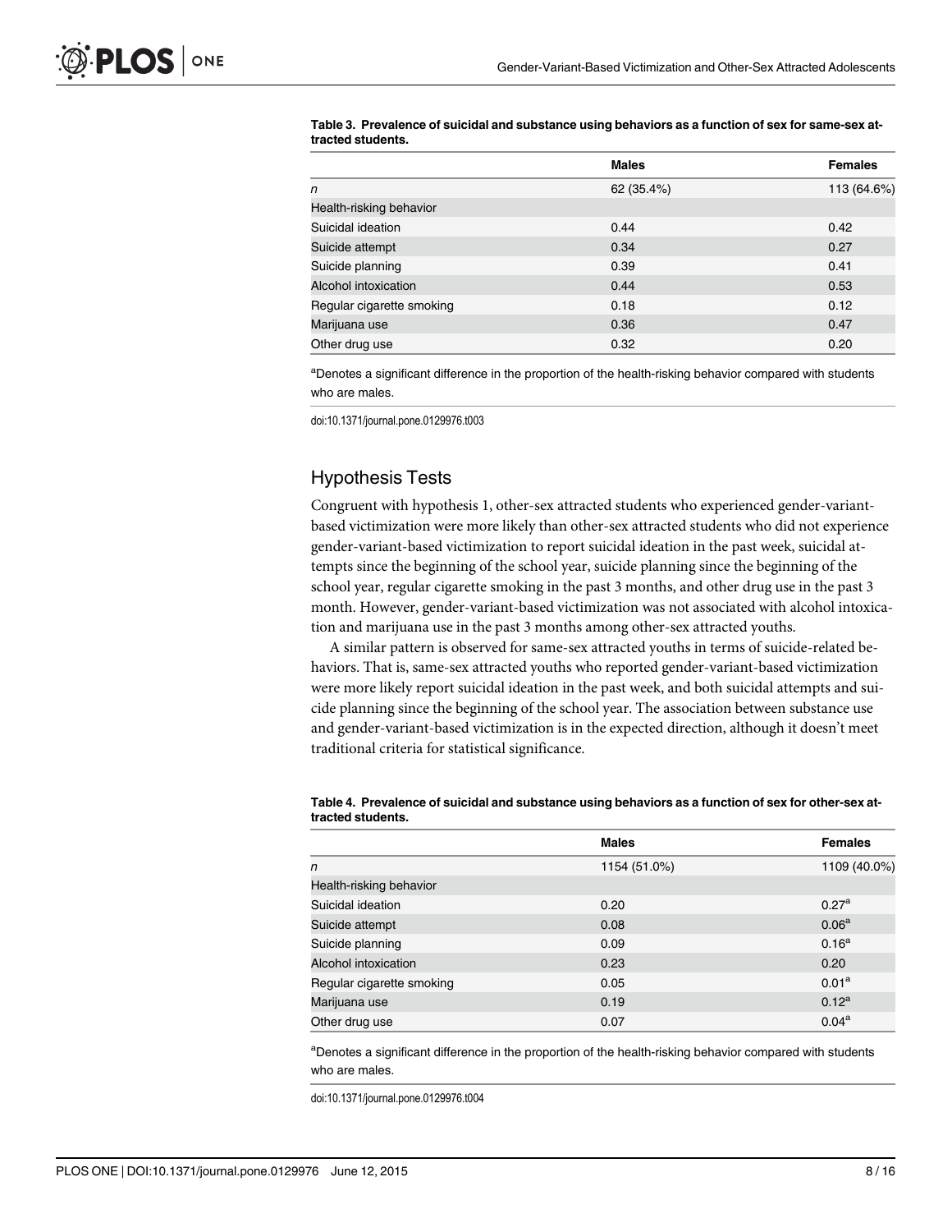**Table 3. Prevalence of suicidal and substance using behaviors as a function of sex for same-sex attracted students.**

| | Males | Females |
|---|---|---|
| *n* | 62 (35.4%) | 113 (64.6%) |
| Health-risking behavior | | |
| Suicidal ideation | 0.44 | 0.42 |
| Suicide attempt | 0.34 | 0.27 |
| Suicide planning | 0.39 | 0.41 |
| Alcohol intoxication | 0.44 | 0.53 |
| Regular cigarette smoking | 0.18 | 0.12 |
| Marijuana use | 0.36 | 0.47 |
| Other drug use | 0.32 | 0.20 |

[a]Denotes a significant difference in the proportion of the health-risking behavior compared with students who are males.

doi:10.1371/journal.pone.0129976.t003

## Hypothesis Tests

Congruent with hypothesis 1, other-sex attracted students who experienced gender-variant-based victimization were more likely than other-sex attracted students who did not experience gender-variant-based victimization to report suicidal ideation in the past week, suicidal attempts since the beginning of the school year, suicide planning since the beginning of the school year, regular cigarette smoking in the past 3 months, and other drug use in the past 3 month. However, gender-variant-based victimization was not associated with alcohol intoxication and marijuana use in the past 3 months among other-sex attracted youths.

A similar pattern is observed for same-sex attracted youths in terms of suicide-related behaviors. That is, same-sex attracted youths who reported gender-variant-based victimization were more likely report suicidal ideation in the past week, and both suicidal attempts and suicide planning since the beginning of the school year. The association between substance use and gender-variant-based victimization is in the expected direction, although it doesn't meet traditional criteria for statistical significance.

**Table 4. Prevalence of suicidal and substance using behaviors as a function of sex for other-sex attracted students.**

| | Males | Females |
|---|---|---|
| *n* | 1154 (51.0%) | 1109 (40.0%) |
| Health-risking behavior | | |
| Suicidal ideation | 0.20 | 0.27[a] |
| Suicide attempt | 0.08 | 0.06[a] |
| Suicide planning | 0.09 | 0.16[a] |
| Alcohol intoxication | 0.23 | 0.20 |
| Regular cigarette smoking | 0.05 | 0.01[a] |
| Marijuana use | 0.19 | 0.12[a] |
| Other drug use | 0.07 | 0.04[a] |

[a]Denotes a significant difference in the proportion of the health-risking behavior compared with students who are males.

doi:10.1371/journal.pone.0129976.t004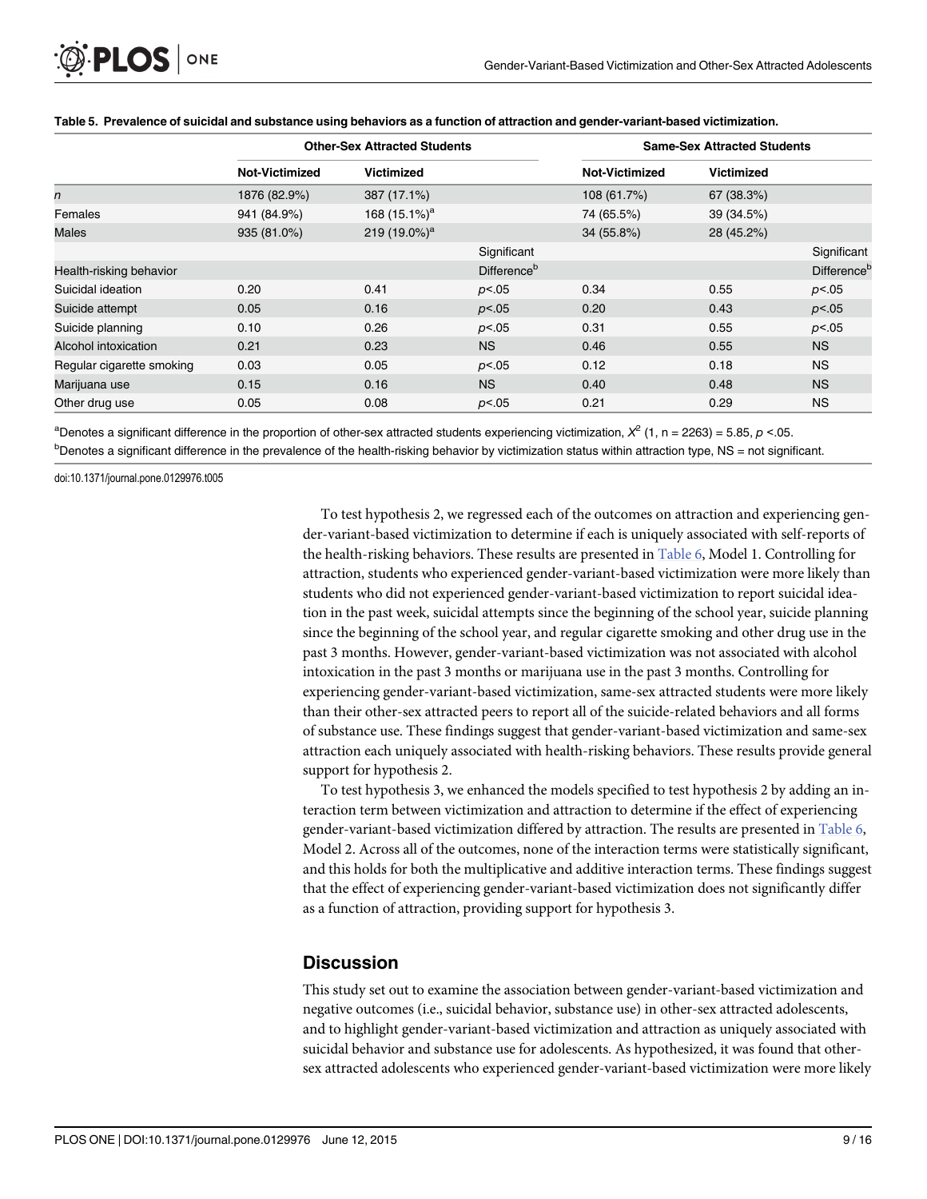**Table 5. Prevalence of suicidal and substance using behaviors as a function of attraction and gender-variant-based victimization.**

| | Other-Sex Attracted Students | | | Same-Sex Attracted Students | | |
|---|---|---|---|---|---|---|
| | Not-Victimized | Victimized | | Not-Victimized | Victimized | |
| *n* | 1876 (82.9%) | 387 (17.1%) | | 108 (61.7%) | 67 (38.3%) | |
| Females | 941 (84.9%) | 168 (15.1%)[a] | | 74 (65.5%) | 39 (34.5%) | |
| Males | 935 (81.0%) | 219 (19.0%)[a] | | 34 (55.8%) | 28 (45.2%) | |
| Health-risking behavior | | | Significant Difference[b] | | | Significant Difference[b] |
| Suicidal ideation | 0.20 | 0.41 | *p*<.05 | 0.34 | 0.55 | *p*<.05 |
| Suicide attempt | 0.05 | 0.16 | *p*<.05 | 0.20 | 0.43 | *p*<.05 |
| Suicide planning | 0.10 | 0.26 | *p*<.05 | 0.31 | 0.55 | *p*<.05 |
| Alcohol intoxication | 0.21 | 0.23 | NS | 0.46 | 0.55 | NS |
| Regular cigarette smoking | 0.03 | 0.05 | *p*<.05 | 0.12 | 0.18 | NS |
| Marijuana use | 0.15 | 0.16 | NS | 0.40 | 0.48 | NS |
| Other drug use | 0.05 | 0.08 | *p*<.05 | 0.21 | 0.29 | NS |

[a]Denotes a significant difference in the proportion of other-sex attracted students experiencing victimization, $X^2$ (1, n = 2263) = 5.85, $p < .05$.
[b]Denotes a significant difference in the prevalence of the health-risking behavior by victimization status within attraction type, NS = not significant.

doi:10.1371/journal.pone.0129976.t005

To test hypothesis 2, we regressed each of the outcomes on attraction and experiencing gender-variant-based victimization to determine if each is uniquely associated with self-reports of the health-risking behaviors. These results are presented in Table 6, Model 1. Controlling for attraction, students who experienced gender-variant-based victimization were more likely than students who did not experienced gender-variant-based victimization to report suicidal ideation in the past week, suicidal attempts since the beginning of the school year, suicide planning since the beginning of the school year, and regular cigarette smoking and other drug use in the past 3 months. However, gender-variant-based victimization was not associated with alcohol intoxication in the past 3 months or marijuana use in the past 3 months. Controlling for experiencing gender-variant-based victimization, same-sex attracted students were more likely than their other-sex attracted peers to report all of the suicide-related behaviors and all forms of substance use. These findings suggest that gender-variant-based victimization and same-sex attraction each uniquely associated with health-risking behaviors. These results provide general support for hypothesis 2.

To test hypothesis 3, we enhanced the models specified to test hypothesis 2 by adding an interaction term between victimization and attraction to determine if the effect of experiencing gender-variant-based victimization differed by attraction. The results are presented in Table 6, Model 2. Across all of the outcomes, none of the interaction terms were statistically significant, and this holds for both the multiplicative and additive interaction terms. These findings suggest that the effect of experiencing gender-variant-based victimization does not significantly differ as a function of attraction, providing support for hypothesis 3.

## Discussion

This study set out to examine the association between gender-variant-based victimization and negative outcomes (i.e., suicidal behavior, substance use) in other-sex attracted adolescents, and to highlight gender-variant-based victimization and attraction as uniquely associated with suicidal behavior and substance use for adolescents. As hypothesized, it was found that other-sex attracted adolescents who experienced gender-variant-based victimization were more likely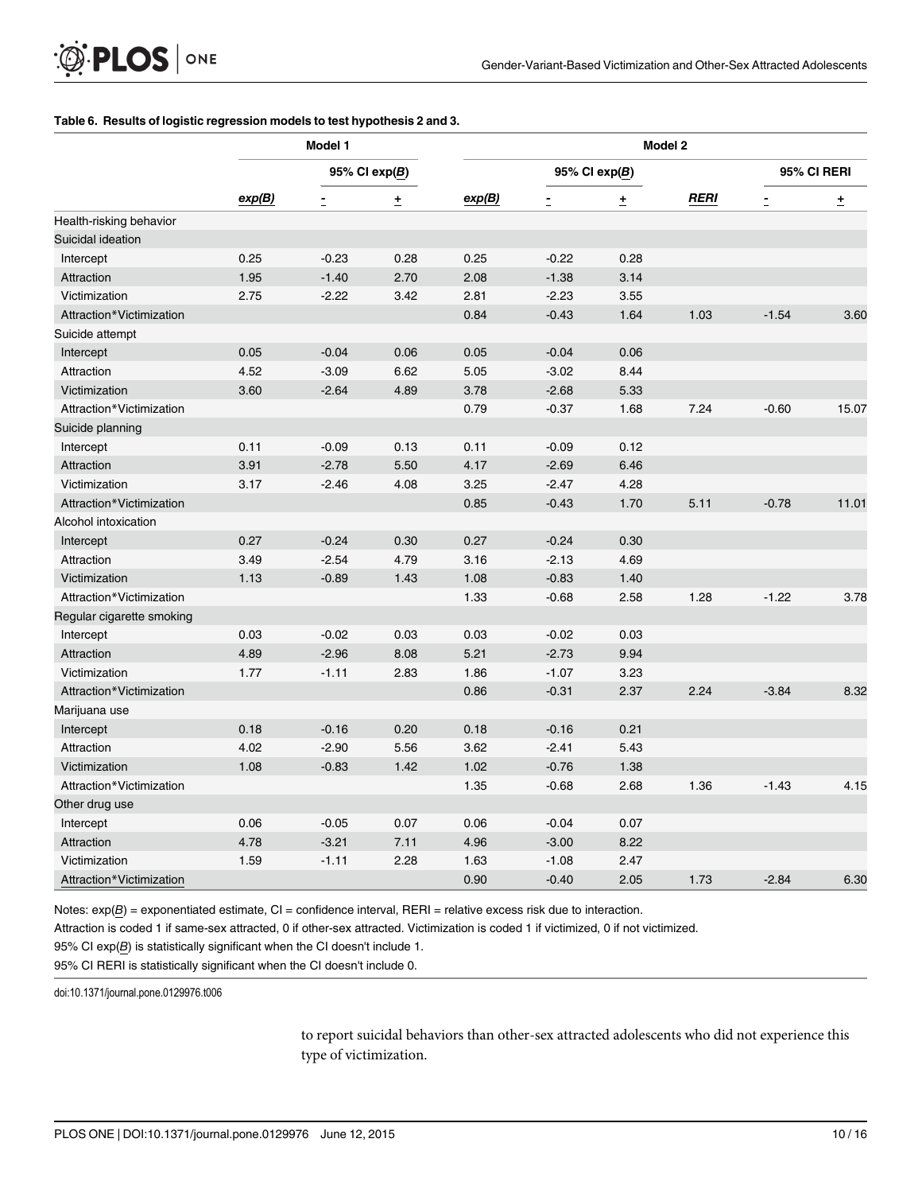**Table 6. Results of logistic regression models to test hypothesis 2 and 3.**

| | Model 1 | | | Model 2 | | | | | |
|---|---|---|---|---|---|---|---|---|---|
| | | 95% CI exp(*B*) | | | 95% CI exp(*B*) | | | 95% CI RERI | |
| | *exp(B)* | - | + | *exp(B)* | - | + | *RERI* | - | + |
| Health-risking behavior | | | | | | | | | |
| Suicidal ideation | | | | | | | | | |
| Intercept | 0.25 | -0.23 | 0.28 | 0.25 | -0.22 | 0.28 | | | |
| Attraction | 1.95 | -1.40 | 2.70 | 2.08 | -1.38 | 3.14 | | | |
| Victimization | 2.75 | -2.22 | 3.42 | 2.81 | -2.23 | 3.55 | | | |
| Attraction*Victimization | | | | 0.84 | -0.43 | 1.64 | 1.03 | -1.54 | 3.60 |
| Suicide attempt | | | | | | | | | |
| Intercept | 0.05 | -0.04 | 0.06 | 0.05 | -0.04 | 0.06 | | | |
| Attraction | 4.52 | -3.09 | 6.62 | 5.05 | -3.02 | 8.44 | | | |
| Victimization | 3.60 | -2.64 | 4.89 | 3.78 | -2.68 | 5.33 | | | |
| Attraction*Victimization | | | | 0.79 | -0.37 | 1.68 | 7.24 | -0.60 | 15.07 |
| Suicide planning | | | | | | | | | |
| Intercept | 0.11 | -0.09 | 0.13 | 0.11 | -0.09 | 0.12 | | | |
| Attraction | 3.91 | -2.78 | 5.50 | 4.17 | -2.69 | 6.46 | | | |
| Victimization | 3.17 | -2.46 | 4.08 | 3.25 | -2.47 | 4.28 | | | |
| Attraction*Victimization | | | | 0.85 | -0.43 | 1.70 | 5.11 | -0.78 | 11.01 |
| Alcohol intoxication | | | | | | | | | |
| Intercept | 0.27 | -0.24 | 0.30 | 0.27 | -0.24 | 0.30 | | | |
| Attraction | 3.49 | -2.54 | 4.79 | 3.16 | -2.13 | 4.69 | | | |
| Victimization | 1.13 | -0.89 | 1.43 | 1.08 | -0.83 | 1.40 | | | |
| Attraction*Victimization | | | | 1.33 | -0.68 | 2.58 | 1.28 | -1.22 | 3.78 |
| Regular cigarette smoking | | | | | | | | | |
| Intercept | 0.03 | -0.02 | 0.03 | 0.03 | -0.02 | 0.03 | | | |
| Attraction | 4.89 | -2.96 | 8.08 | 5.21 | -2.73 | 9.94 | | | |
| Victimization | 1.77 | -1.11 | 2.83 | 1.86 | -1.07 | 3.23 | | | |
| Attraction*Victimization | | | | 0.86 | -0.31 | 2.37 | 2.24 | -3.84 | 8.32 |
| Marijuana use | | | | | | | | | |
| Intercept | 0.18 | -0.16 | 0.20 | 0.18 | -0.16 | 0.21 | | | |
| Attraction | 4.02 | -2.90 | 5.56 | 3.62 | -2.41 | 5.43 | | | |
| Victimization | 1.08 | -0.83 | 1.42 | 1.02 | -0.76 | 1.38 | | | |
| Attraction*Victimization | | | | 1.35 | -0.68 | 2.68 | 1.36 | -1.43 | 4.15 |
| Other drug use | | | | | | | | | |
| Intercept | 0.06 | -0.05 | 0.07 | 0.06 | -0.04 | 0.07 | | | |
| Attraction | 4.78 | -3.21 | 7.11 | 4.96 | -3.00 | 8.22 | | | |
| Victimization | 1.59 | -1.11 | 2.28 | 1.63 | -1.08 | 2.47 | | | |
| Attraction*Victimization | | | | 0.90 | -0.40 | 2.05 | 1.73 | -2.84 | 6.30 |

Notes: exp(*B*) = exponentiated estimate, CI = confidence interval, RERI = relative excess risk due to interaction.

Attraction is coded 1 if same-sex attracted, 0 if other-sex attracted. Victimization is coded 1 if victimized, 0 if not victimized.

95% CI exp(*B*) is statistically significant when the CI doesn't include 1.

95% CI RERI is statistically significant when the CI doesn't include 0.

doi:10.1371/journal.pone.0129976.t006

to report suicidal behaviors than other-sex attracted adolescents who did not experience this type of victimization.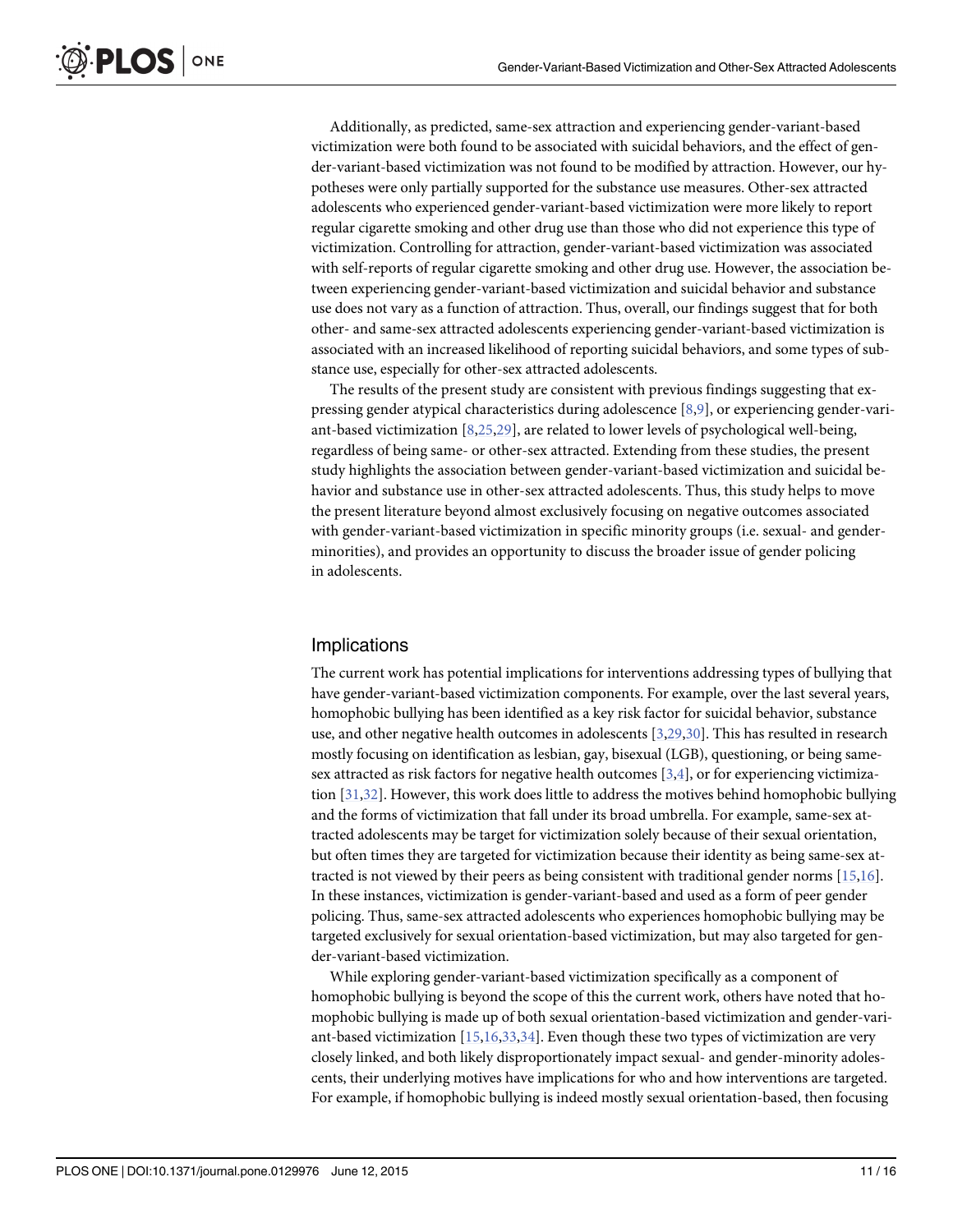Additionally, as predicted, same-sex attraction and experiencing gender-variant-based victimization were both found to be associated with suicidal behaviors, and the effect of gender-variant-based victimization was not found to be modified by attraction. However, our hypotheses were only partially supported for the substance use measures. Other-sex attracted adolescents who experienced gender-variant-based victimization were more likely to report regular cigarette smoking and other drug use than those who did not experience this type of victimization. Controlling for attraction, gender-variant-based victimization was associated with self-reports of regular cigarette smoking and other drug use. However, the association between experiencing gender-variant-based victimization and suicidal behavior and substance use does not vary as a function of attraction. Thus, overall, our findings suggest that for both other- and same-sex attracted adolescents experiencing gender-variant-based victimization is associated with an increased likelihood of reporting suicidal behaviors, and some types of substance use, especially for other-sex attracted adolescents.

The results of the present study are consistent with previous findings suggesting that expressing gender atypical characteristics during adolescence [8,9], or experiencing gender-variant-based victimization [8,25,29], are related to lower levels of psychological well-being, regardless of being same- or other-sex attracted. Extending from these studies, the present study highlights the association between gender-variant-based victimization and suicidal behavior and substance use in other-sex attracted adolescents. Thus, this study helps to move the present literature beyond almost exclusively focusing on negative outcomes associated with gender-variant-based victimization in specific minority groups (i.e. sexual- and gender-minorities), and provides an opportunity to discuss the broader issue of gender policing in adolescents.

## Implications

The current work has potential implications for interventions addressing types of bullying that have gender-variant-based victimization components. For example, over the last several years, homophobic bullying has been identified as a key risk factor for suicidal behavior, substance use, and other negative health outcomes in adolescents [3,29,30]. This has resulted in research mostly focusing on identification as lesbian, gay, bisexual (LGB), questioning, or being same-sex attracted as risk factors for negative health outcomes [3,4], or for experiencing victimization [31,32]. However, this work does little to address the motives behind homophobic bullying and the forms of victimization that fall under its broad umbrella. For example, same-sex attracted adolescents may be target for victimization solely because of their sexual orientation, but often times they are targeted for victimization because their identity as being same-sex attracted is not viewed by their peers as being consistent with traditional gender norms [15,16]. In these instances, victimization is gender-variant-based and used as a form of peer gender policing. Thus, same-sex attracted adolescents who experiences homophobic bullying may be targeted exclusively for sexual orientation-based victimization, but may also targeted for gender-variant-based victimization.

While exploring gender-variant-based victimization specifically as a component of homophobic bullying is beyond the scope of this the current work, others have noted that homophobic bullying is made up of both sexual orientation-based victimization and gender-variant-based victimization [15,16,33,34]. Even though these two types of victimization are very closely linked, and both likely disproportionately impact sexual- and gender-minority adolescents, their underlying motives have implications for who and how interventions are targeted. For example, if homophobic bullying is indeed mostly sexual orientation-based, then focusing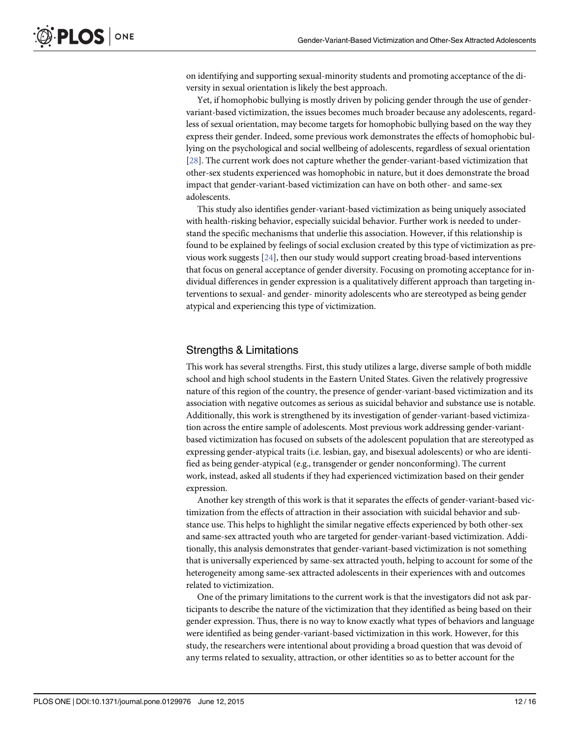on identifying and supporting sexual-minority students and promoting acceptance of the diversity in sexual orientation is likely the best approach.

Yet, if homophobic bullying is mostly driven by policing gender through the use of gender-variant-based victimization, the issues becomes much broader because any adolescents, regardless of sexual orientation, may become targets for homophobic bullying based on the way they express their gender. Indeed, some previous work demonstrates the effects of homophobic bullying on the psychological and social wellbeing of adolescents, regardless of sexual orientation [28]. The current work does not capture whether the gender-variant-based victimization that other-sex students experienced was homophobic in nature, but it does demonstrate the broad impact that gender-variant-based victimization can have on both other- and same-sex adolescents.

This study also identifies gender-variant-based victimization as being uniquely associated with health-risking behavior, especially suicidal behavior. Further work is needed to understand the specific mechanisms that underlie this association. However, if this relationship is found to be explained by feelings of social exclusion created by this type of victimization as previous work suggests [24], then our study would support creating broad-based interventions that focus on general acceptance of gender diversity. Focusing on promoting acceptance for individual differences in gender expression is a qualitatively different approach than targeting interventions to sexual- and gender- minority adolescents who are stereotyped as being gender atypical and experiencing this type of victimization.

## Strengths & Limitations

This work has several strengths. First, this study utilizes a large, diverse sample of both middle school and high school students in the Eastern United States. Given the relatively progressive nature of this region of the country, the presence of gender-variant-based victimization and its association with negative outcomes as serious as suicidal behavior and substance use is notable. Additionally, this work is strengthened by its investigation of gender-variant-based victimization across the entire sample of adolescents. Most previous work addressing gender-variant-based victimization has focused on subsets of the adolescent population that are stereotyped as expressing gender-atypical traits (i.e. lesbian, gay, and bisexual adolescents) or who are identified as being gender-atypical (e.g., transgender or gender nonconforming). The current work, instead, asked all students if they had experienced victimization based on their gender expression.

Another key strength of this work is that it separates the effects of gender-variant-based victimization from the effects of attraction in their association with suicidal behavior and substance use. This helps to highlight the similar negative effects experienced by both other-sex and same-sex attracted youth who are targeted for gender-variant-based victimization. Additionally, this analysis demonstrates that gender-variant-based victimization is not something that is universally experienced by same-sex attracted youth, helping to account for some of the heterogeneity among same-sex attracted adolescents in their experiences with and outcomes related to victimization.

One of the primary limitations to the current work is that the investigators did not ask participants to describe the nature of the victimization that they identified as being based on their gender expression. Thus, there is no way to know exactly what types of behaviors and language were identified as being gender-variant-based victimization in this work. However, for this study, the researchers were intentional about providing a broad question that was devoid of any terms related to sexuality, attraction, or other identities so as to better account for the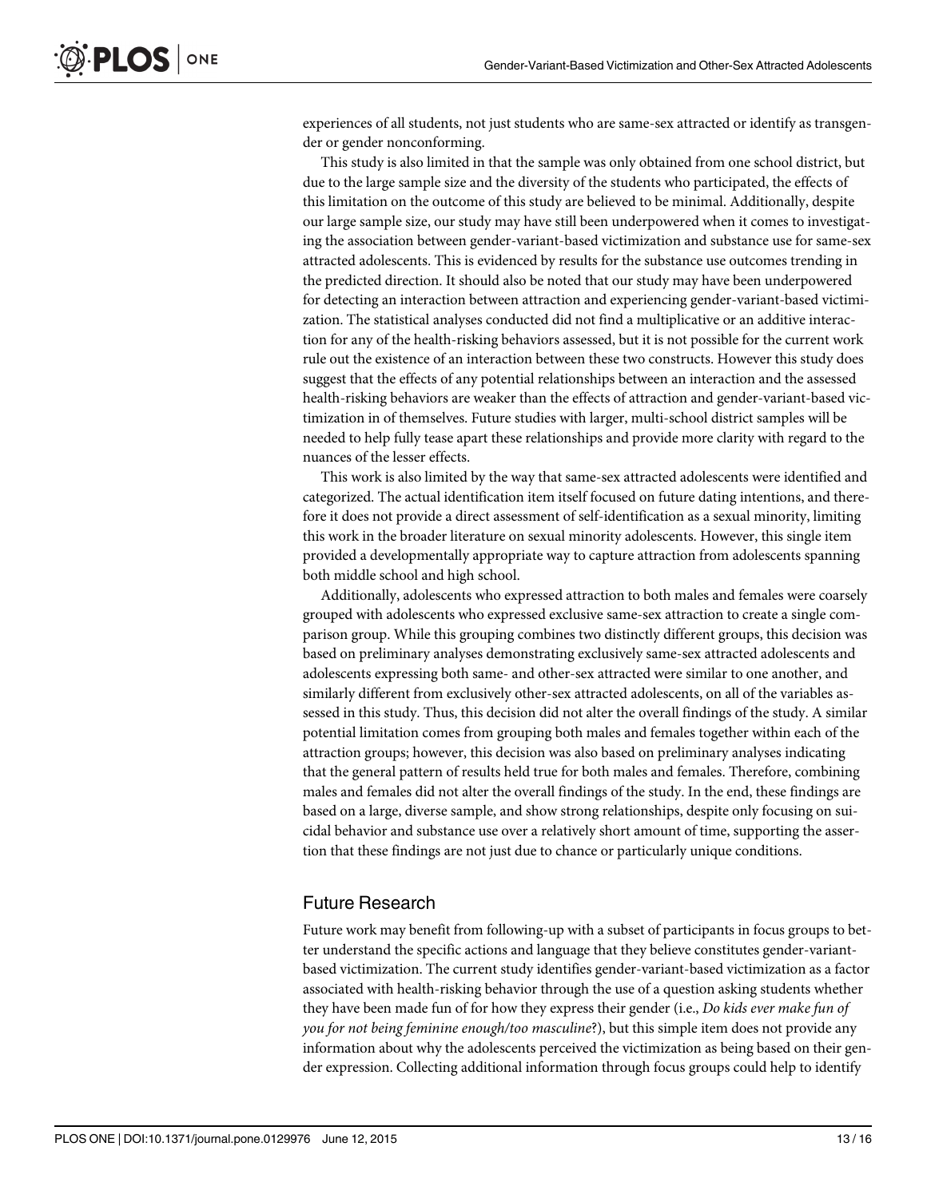experiences of all students, not just students who are same-sex attracted or identify as transgender or gender nonconforming.

This study is also limited in that the sample was only obtained from one school district, but due to the large sample size and the diversity of the students who participated, the effects of this limitation on the outcome of this study are believed to be minimal. Additionally, despite our large sample size, our study may have still been underpowered when it comes to investigating the association between gender-variant-based victimization and substance use for same-sex attracted adolescents. This is evidenced by results for the substance use outcomes trending in the predicted direction. It should also be noted that our study may have been underpowered for detecting an interaction between attraction and experiencing gender-variant-based victimization. The statistical analyses conducted did not find a multiplicative or an additive interaction for any of the health-risking behaviors assessed, but it is not possible for the current work rule out the existence of an interaction between these two constructs. However this study does suggest that the effects of any potential relationships between an interaction and the assessed health-risking behaviors are weaker than the effects of attraction and gender-variant-based victimization in of themselves. Future studies with larger, multi-school district samples will be needed to help fully tease apart these relationships and provide more clarity with regard to the nuances of the lesser effects.

This work is also limited by the way that same-sex attracted adolescents were identified and categorized. The actual identification item itself focused on future dating intentions, and therefore it does not provide a direct assessment of self-identification as a sexual minority, limiting this work in the broader literature on sexual minority adolescents. However, this single item provided a developmentally appropriate way to capture attraction from adolescents spanning both middle school and high school.

Additionally, adolescents who expressed attraction to both males and females were coarsely grouped with adolescents who expressed exclusive same-sex attraction to create a single comparison group. While this grouping combines two distinctly different groups, this decision was based on preliminary analyses demonstrating exclusively same-sex attracted adolescents and adolescents expressing both same- and other-sex attracted were similar to one another, and similarly different from exclusively other-sex attracted adolescents, on all of the variables assessed in this study. Thus, this decision did not alter the overall findings of the study. A similar potential limitation comes from grouping both males and females together within each of the attraction groups; however, this decision was also based on preliminary analyses indicating that the general pattern of results held true for both males and females. Therefore, combining males and females did not alter the overall findings of the study. In the end, these findings are based on a large, diverse sample, and show strong relationships, despite only focusing on suicidal behavior and substance use over a relatively short amount of time, supporting the assertion that these findings are not just due to chance or particularly unique conditions.

## Future Research

Future work may benefit from following-up with a subset of participants in focus groups to better understand the specific actions and language that they believe constitutes gender-variant-based victimization. The current study identifies gender-variant-based victimization as a factor associated with health-risking behavior through the use of a question asking students whether they have been made fun of for how they express their gender (i.e., *Do kids ever make fun of you for not being feminine enough/too masculine*?), but this simple item does not provide any information about why the adolescents perceived the victimization as being based on their gender expression. Collecting additional information through focus groups could help to identify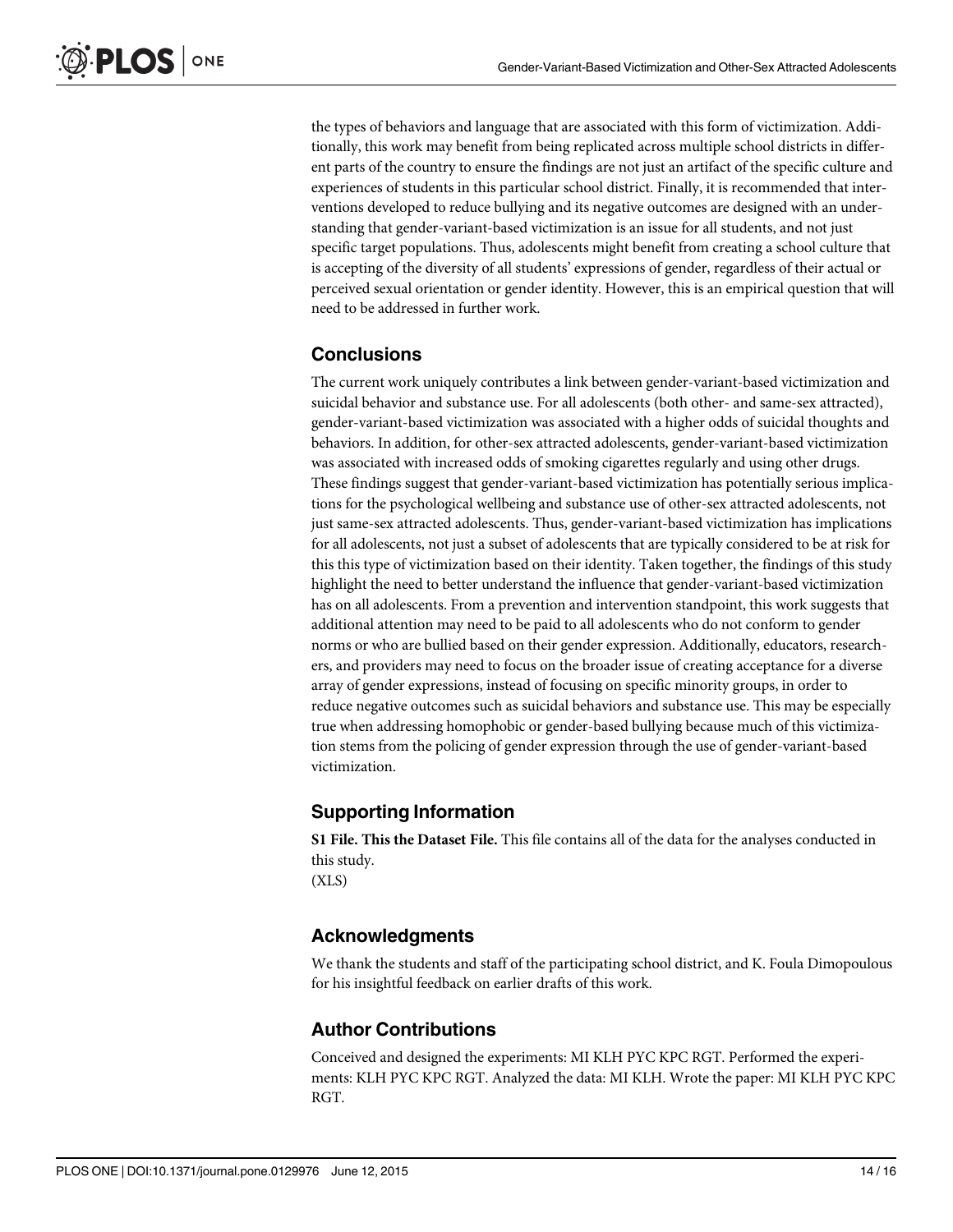the types of behaviors and language that are associated with this form of victimization. Additionally, this work may benefit from being replicated across multiple school districts in different parts of the country to ensure the findings are not just an artifact of the specific culture and experiences of students in this particular school district. Finally, it is recommended that interventions developed to reduce bullying and its negative outcomes are designed with an understanding that gender-variant-based victimization is an issue for all students, and not just specific target populations. Thus, adolescents might benefit from creating a school culture that is accepting of the diversity of all students' expressions of gender, regardless of their actual or perceived sexual orientation or gender identity. However, this is an empirical question that will need to be addressed in further work.

## Conclusions

The current work uniquely contributes a link between gender-variant-based victimization and suicidal behavior and substance use. For all adolescents (both other- and same-sex attracted), gender-variant-based victimization was associated with a higher odds of suicidal thoughts and behaviors. In addition, for other-sex attracted adolescents, gender-variant-based victimization was associated with increased odds of smoking cigarettes regularly and using other drugs. These findings suggest that gender-variant-based victimization has potentially serious implications for the psychological wellbeing and substance use of other-sex attracted adolescents, not just same-sex attracted adolescents. Thus, gender-variant-based victimization has implications for all adolescents, not just a subset of adolescents that are typically considered to be at risk for this this type of victimization based on their identity. Taken together, the findings of this study highlight the need to better understand the influence that gender-variant-based victimization has on all adolescents. From a prevention and intervention standpoint, this work suggests that additional attention may need to be paid to all adolescents who do not conform to gender norms or who are bullied based on their gender expression. Additionally, educators, researchers, and providers may need to focus on the broader issue of creating acceptance for a diverse array of gender expressions, instead of focusing on specific minority groups, in order to reduce negative outcomes such as suicidal behaviors and substance use. This may be especially true when addressing homophobic or gender-based bullying because much of this victimization stems from the policing of gender expression through the use of gender-variant-based victimization.

## Supporting Information

**S1 File. This the Dataset File.** This file contains all of the data for the analyses conducted in this study.
(XLS)

## Acknowledgments

We thank the students and staff of the participating school district, and K. Foula Dimopoulous for his insightful feedback on earlier drafts of this work.

## Author Contributions

Conceived and designed the experiments: MI KLH PYC KPC RGT. Performed the experiments: KLH PYC KPC RGT. Analyzed the data: MI KLH. Wrote the paper: MI KLH PYC KPC RGT.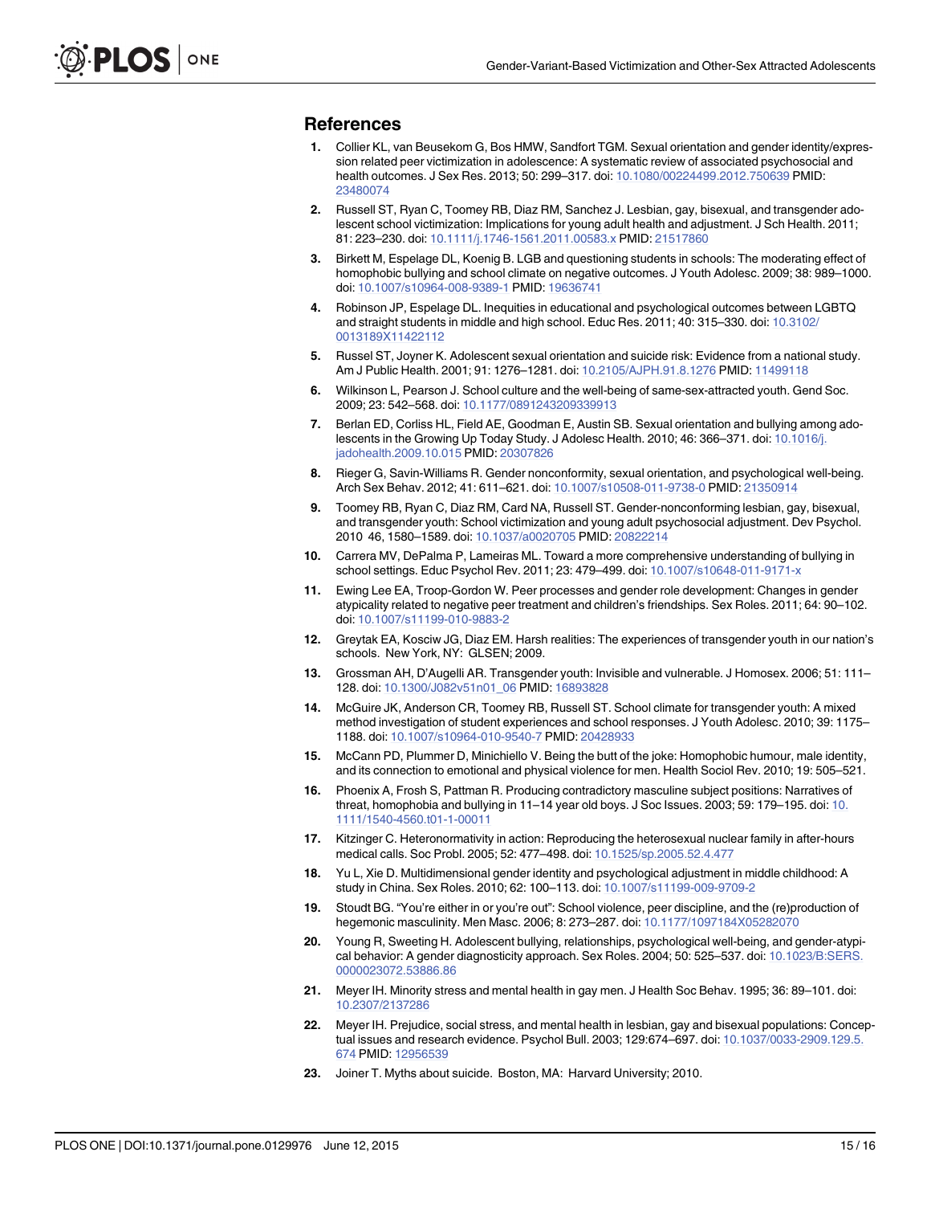## References

1. Collier KL, van Beusekom G, Bos HMW, Sandfort TGM. Sexual orientation and gender identity/expression related peer victimization in adolescence: A systematic review of associated psychosocial and health outcomes. J Sex Res. 2013; 50: 299–317. doi: 10.1080/00224499.2012.750639 PMID: 23480074
2. Russell ST, Ryan C, Toomey RB, Diaz RM, Sanchez J. Lesbian, gay, bisexual, and transgender adolescent school victimization: Implications for young adult health and adjustment. J Sch Health. 2011; 81: 223–230. doi: 10.1111/j.1746-1561.2011.00583.x PMID: 21517860
3. Birkett M, Espelage DL, Koenig B. LGB and questioning students in schools: The moderating effect of homophobic bullying and school climate on negative outcomes. J Youth Adolesc. 2009; 38: 989–1000. doi: 10.1007/s10964-008-9389-1 PMID: 19636741
4. Robinson JP, Espelage DL. Inequities in educational and psychological outcomes between LGBTQ and straight students in middle and high school. Educ Res. 2011; 40: 315–330. doi: 10.3102/0013189X11422112
5. Russel ST, Joyner K. Adolescent sexual orientation and suicide risk: Evidence from a national study. Am J Public Health. 2001; 91: 1276–1281. doi: 10.2105/AJPH.91.8.1276 PMID: 11499118
6. Wilkinson L, Pearson J. School culture and the well-being of same-sex-attracted youth. Gend Soc. 2009; 23: 542–568. doi: 10.1177/0891243209339913
7. Berlan ED, Corliss HL, Field AE, Goodman E, Austin SB. Sexual orientation and bullying among adolescents in the Growing Up Today Study. J Adolesc Health. 2010; 46: 366–371. doi: 10.1016/j.jadohealth.2009.10.015 PMID: 20307826
8. Rieger G, Savin-Williams R. Gender nonconformity, sexual orientation, and psychological well-being. Arch Sex Behav. 2012; 41: 611–621. doi: 10.1007/s10508-011-9738-0 PMID: 21350914
9. Toomey RB, Ryan C, Diaz RM, Card NA, Russell ST. Gender-nonconforming lesbian, gay, bisexual, and transgender youth: School victimization and young adult psychosocial adjustment. Dev Psychol. 2010 46, 1580–1589. doi: 10.1037/a0020705 PMID: 20822214
10. Carrera MV, DePalma P, Lameiras ML. Toward a more comprehensive understanding of bullying in school settings. Educ Psychol Rev. 2011; 23: 479–499. doi: 10.1007/s10648-011-9171-x
11. Ewing Lee EA, Troop-Gordon W. Peer processes and gender role development: Changes in gender atypicality related to negative peer treatment and children's friendships. Sex Roles. 2011; 64: 90–102. doi: 10.1007/s11199-010-9883-2
12. Greytak EA, Kosciw JG, Diaz EM. Harsh realities: The experiences of transgender youth in our nation's schools. New York, NY: GLSEN; 2009.
13. Grossman AH, D'Augelli AR. Transgender youth: Invisible and vulnerable. J Homosex. 2006; 51: 111–128. doi: 10.1300/J082v51n01_06 PMID: 16893828
14. McGuire JK, Anderson CR, Toomey RB, Russell ST. School climate for transgender youth: A mixed method investigation of student experiences and school responses. J Youth Adolesc. 2010; 39: 1175–1188. doi: 10.1007/s10964-010-9540-7 PMID: 20428933
15. McCann PD, Plummer D, Minichiello V. Being the butt of the joke: Homophobic humour, male identity, and its connection to emotional and physical violence for men. Health Sociol Rev. 2010; 19: 505–521.
16. Phoenix A, Frosh S, Pattman R. Producing contradictory masculine subject positions: Narratives of threat, homophobia and bullying in 11–14 year old boys. J Soc Issues. 2003; 59: 179–195. doi: 10.1111/1540-4560.t01-1-00011
17. Kitzinger C. Heteronormativity in action: Reproducing the heterosexual nuclear family in after-hours medical calls. Soc Probl. 2005; 52: 477–498. doi: 10.1525/sp.2005.52.4.477
18. Yu L, Xie D. Multidimensional gender identity and psychological adjustment in middle childhood: A study in China. Sex Roles. 2010; 62: 100–113. doi: 10.1007/s11199-009-9709-2
19. Stoudt BG. "You're either in or you're out": School violence, peer discipline, and the (re)production of hegemonic masculinity. Men Masc. 2006; 8: 273–287. doi: 10.1177/1097184X05282070
20. Young R, Sweeting H. Adolescent bullying, relationships, psychological well-being, and gender-atypical behavior: A gender diagnosticity approach. Sex Roles. 2004; 50: 525–537. doi: 10.1023/B:SERS.0000023072.53886.86
21. Meyer IH. Minority stress and mental health in gay men. J Health Soc Behav. 1995; 36: 89–101. doi: 10.2307/2137286
22. Meyer IH. Prejudice, social stress, and mental health in lesbian, gay and bisexual populations: Conceptual issues and research evidence. Psychol Bull. 2003; 129:674–697. doi: 10.1037/0033-2909.129.5.674 PMID: 12956539
23. Joiner T. Myths about suicide. Boston, MA: Harvard University; 2010.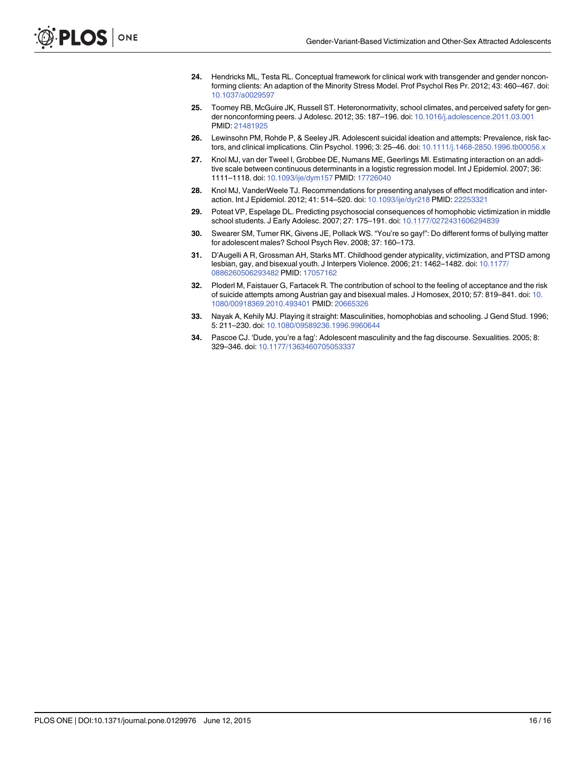24. Hendricks ML, Testa RL. Conceptual framework for clinical work with transgender and gender nonconforming clients: An adaption of the Minority Stress Model. Prof Psychol Res Pr. 2012; 43: 460–467. doi: 10.1037/a0029597

25. Toomey RB, McGuire JK, Russell ST. Heteronormativity, school climates, and perceived safety for gender nonconforming peers. J Adolesc. 2012; 35: 187–196. doi: 10.1016/j.adolescence.2011.03.001 PMID: 21481925

26. Lewinsohn PM, Rohde P, & Seeley JR. Adolescent suicidal ideation and attempts: Prevalence, risk factors, and clinical implications. Clin Psychol. 1996; 3: 25–46. doi: 10.1111/j.1468-2850.1996.tb00056.x

27. Knol MJ, van der Tweel I, Grobbee DE, Numans ME, Geerlings MI. Estimating interaction on an additive scale between continuous determinants in a logistic regression model. Int J Epidemiol. 2007; 36: 1111–1118. doi: 10.1093/ije/dym157 PMID: 17726040

28. Knol MJ, VanderWeele TJ. Recommendations for presenting analyses of effect modification and interaction. Int J Epidemiol. 2012; 41: 514–520. doi: 10.1093/ije/dyr218 PMID: 22253321

29. Poteat VP, Espelage DL. Predicting psychosocial consequences of homophobic victimization in middle school students. J Early Adolesc. 2007; 27: 175–191. doi: 10.1177/0272431606294839

30. Swearer SM, Turner RK, Givens JE, Pollack WS. "You're so gay!": Do different forms of bullying matter for adolescent males? School Psych Rev. 2008; 37: 160–173.

31. D'Augelli A R, Grossman AH, Starks MT. Childhood gender atypicality, victimization, and PTSD among lesbian, gay, and bisexual youth. J Interpers Violence. 2006; 21: 1462–1482. doi: 10.1177/0886260506293482 PMID: 17057162

32. Ploderl M, Faistauer G, Fartacek R. The contribution of school to the feeling of acceptance and the risk of suicide attempts among Austrian gay and bisexual males. J Homosex, 2010; 57: 819–841. doi: 10.1080/00918369.2010.493401 PMID: 20665326

33. Nayak A, Kehily MJ. Playing it straight: Masculinities, homophobias and schooling. J Gend Stud. 1996; 5: 211–230. doi: 10.1080/09589236.1996.9960644

34. Pascoe CJ. 'Dude, you're a fag': Adolescent masculinity and the fag discourse. Sexualities. 2005; 8: 329–346. doi: 10.1177/1363460705053337